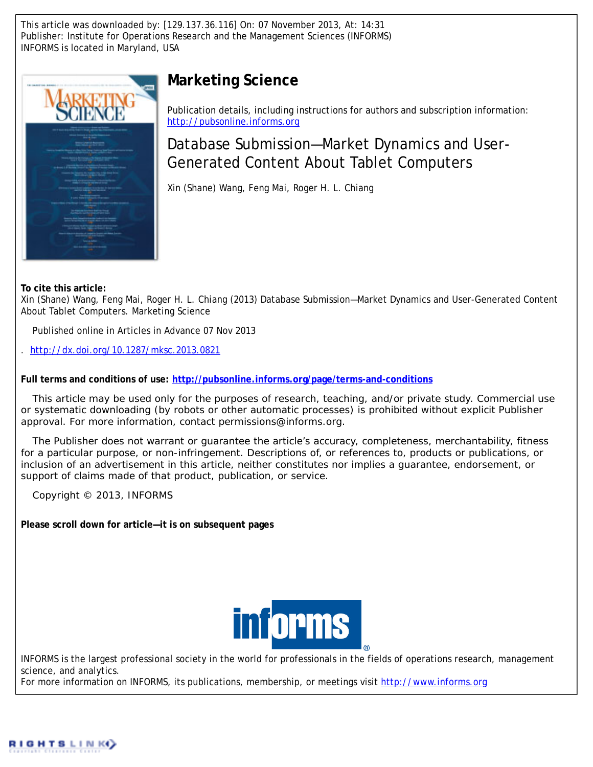This article was downloaded by: [129.137.36.116] On: 07 November 2013, At: 14:31
Publisher: Institute for Operations Research and the Management Sciences (INFORMS)
INFORMS is located in Maryland, USA

# Marketing Science

Publication details, including instructions for authors and subscription information:
http://pubsonline.informs.org

## Database Submission—Market Dynamics and User-Generated Content About Tablet Computers

Xin (Shane) Wang, Feng Mai, Roger H. L. Chiang

**To cite this article:**
Xin (Shane) Wang, Feng Mai, Roger H. L. Chiang (2013) Database Submission—Market Dynamics and User-Generated Content About Tablet Computers. Marketing Science

Published online in Articles in Advance 07 Nov 2013

. http://dx.doi.org/10.1287/mksc.2013.0821

**Full terms and conditions of use: http://pubsonline.informs.org/page/terms-and-conditions**

This article may be used only for the purposes of research, teaching, and/or private study. Commercial use or systematic downloading (by robots or other automatic processes) is prohibited without explicit Publisher approval. For more information, contact permissions@informs.org.

The Publisher does not warrant or guarantee the article's accuracy, completeness, merchantability, fitness for a particular purpose, or non-infringement. Descriptions of, or references to, products or publications, or inclusion of an advertisement in this article, neither constitutes nor implies a guarantee, endorsement, or support of claims made of that product, publication, or service.

Copyright © 2013, INFORMS

**Please scroll down for article—it is on subsequent pages**

INFORMS is the largest professional society in the world for professionals in the fields of operations research, management science, and analytics.
For more information on INFORMS, its publications, membership, or meetings visit http://www.informs.org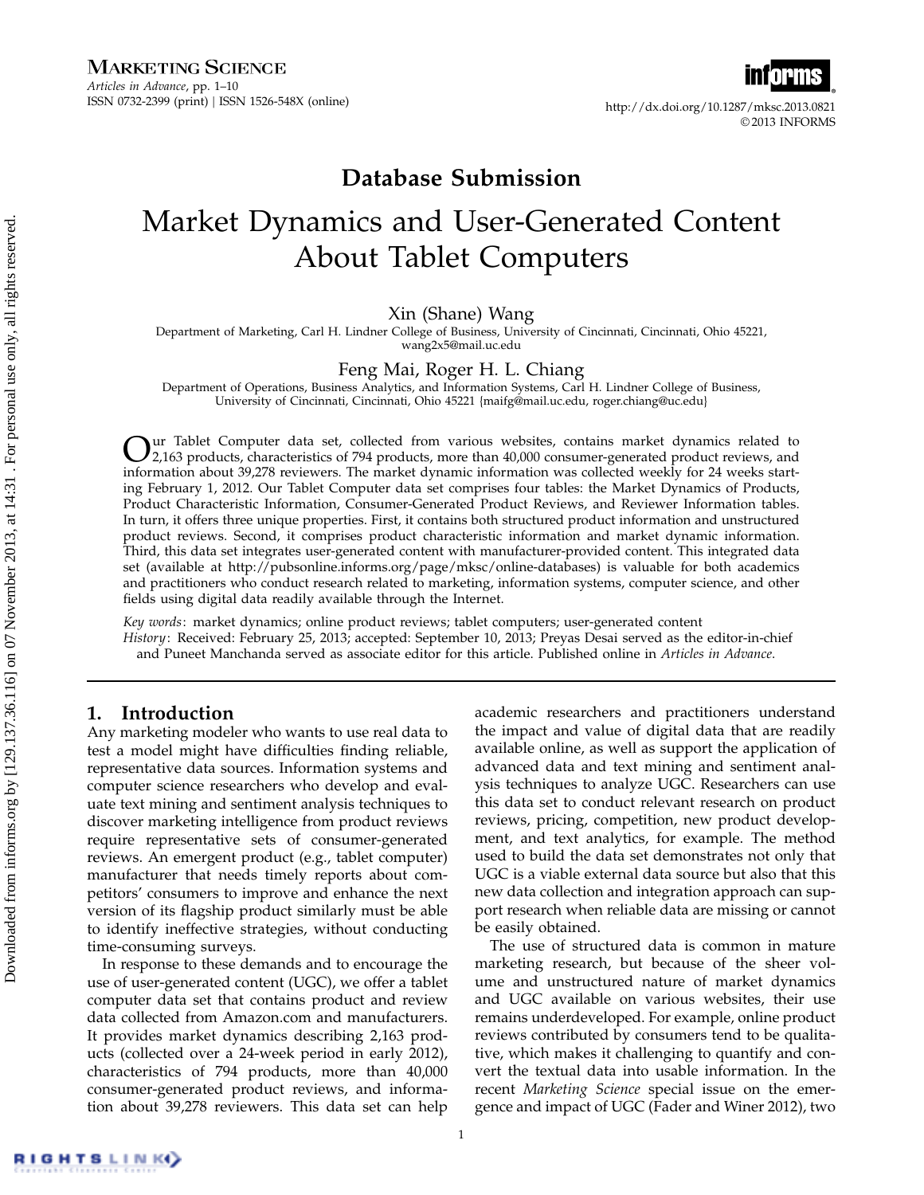# Database Submission

# Market Dynamics and User-Generated Content About Tablet Computers

Xin (Shane) Wang

Department of Marketing, Carl H. Lindner College of Business, University of Cincinnati, Cincinnati, Ohio 45221, wang2x5@mail.uc.edu

Feng Mai, Roger H. L. Chiang

Department of Operations, Business Analytics, and Information Systems, Carl H. Lindner College of Business, University of Cincinnati, Cincinnati, Ohio 45221 {maifg@mail.uc.edu, roger.chiang@uc.edu}

Our Tablet Computer data set, collected from various websites, contains market dynamics related to 2,163 products, characteristics of 794 products, more than 40,000 consumer-generated product reviews, and information about 39,278 reviewers. The market dynamic information was collected weekly for 24 weeks starting February 1, 2012. Our Tablet Computer data set comprises four tables: the Market Dynamics of Products, Product Characteristic Information, Consumer-Generated Product Reviews, and Reviewer Information tables. In turn, it offers three unique properties. First, it contains both structured product information and unstructured product reviews. Second, it comprises product characteristic information and market dynamic information. Third, this data set integrates user-generated content with manufacturer-provided content. This integrated data set (available at http://pubsonline.informs.org/page/mksc/online-databases) is valuable for both academics and practitioners who conduct research related to marketing, information systems, computer science, and other fields using digital data readily available through the Internet.

*Key words*: market dynamics; online product reviews; tablet computers; user-generated content

*History*: Received: February 25, 2013; accepted: September 10, 2013; Preyas Desai served as the editor-in-chief and Puneet Manchanda served as associate editor for this article. Published online in *Articles in Advance*.

## 1. Introduction

Any marketing modeler who wants to use real data to test a model might have difficulties finding reliable, representative data sources. Information systems and computer science researchers who develop and evaluate text mining and sentiment analysis techniques to discover marketing intelligence from product reviews require representative sets of consumer-generated reviews. An emergent product (e.g., tablet computer) manufacturer that needs timely reports about competitors' consumers to improve and enhance the next version of its flagship product similarly must be able to identify ineffective strategies, without conducting time-consuming surveys.

In response to these demands and to encourage the use of user-generated content (UGC), we offer a tablet computer data set that contains product and review data collected from Amazon.com and manufacturers. It provides market dynamics describing 2,163 products (collected over a 24-week period in early 2012), characteristics of 794 products, more than 40,000 consumer-generated product reviews, and information about 39,278 reviewers. This data set can help academic researchers and practitioners understand the impact and value of digital data that are readily available online, as well as support the application of advanced data and text mining and sentiment analysis techniques to analyze UGC. Researchers can use this data set to conduct relevant research on product reviews, pricing, competition, new product development, and text analytics, for example. The method used to build the data set demonstrates not only that UGC is a viable external data source but also that this new data collection and integration approach can support research when reliable data are missing or cannot be easily obtained.

The use of structured data is common in mature marketing research, but because of the sheer volume and unstructured nature of market dynamics and UGC available on various websites, their use remains underdeveloped. For example, online product reviews contributed by consumers tend to be qualitative, which makes it challenging to quantify and convert the textual data into usable information. In the recent *Marketing Science* special issue on the emergence and impact of UGC (Fader and Winer 2012), two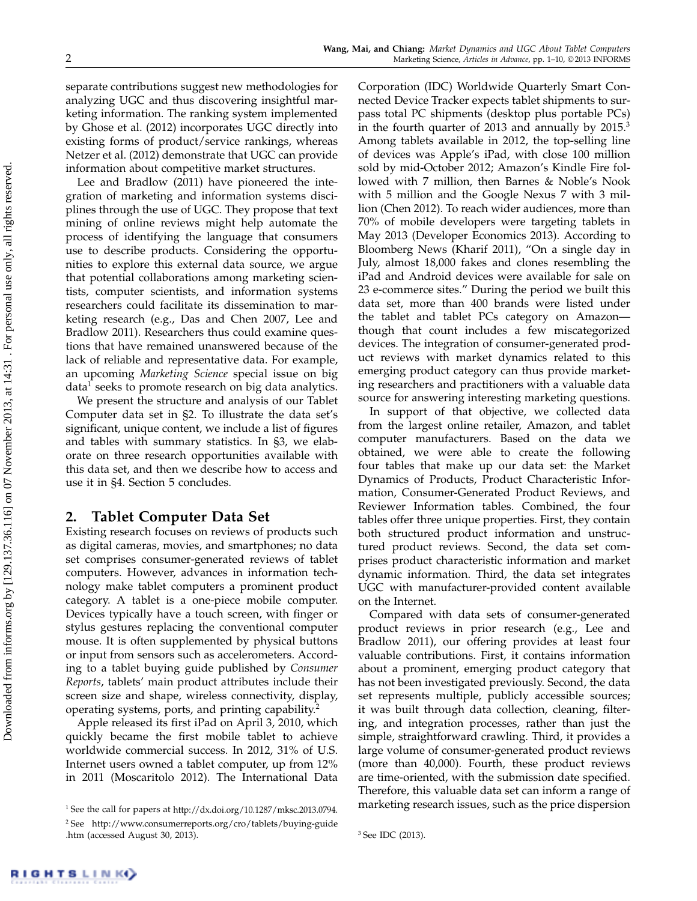separate contributions suggest new methodologies for analyzing UGC and thus discovering insightful marketing information. The ranking system implemented by Ghose et al. (2012) incorporates UGC directly into existing forms of product/service rankings, whereas Netzer et al. (2012) demonstrate that UGC can provide information about competitive market structures.

Lee and Bradlow (2011) have pioneered the integration of marketing and information systems disciplines through the use of UGC. They propose that text mining of online reviews might help automate the process of identifying the language that consumers use to describe products. Considering the opportunities to explore this external data source, we argue that potential collaborations among marketing scientists, computer scientists, and information systems researchers could facilitate its dissemination to marketing research (e.g., Das and Chen 2007, Lee and Bradlow 2011). Researchers thus could examine questions that have remained unanswered because of the lack of reliable and representative data. For example, an upcoming *Marketing Science* special issue on big data[1] seeks to promote research on big data analytics.

We present the structure and analysis of our Tablet Computer data set in §2. To illustrate the data set's significant, unique content, we include a list of figures and tables with summary statistics. In §3, we elaborate on three research opportunities available with this data set, and then we describe how to access and use it in §4. Section 5 concludes.

## 2. Tablet Computer Data Set

Existing research focuses on reviews of products such as digital cameras, movies, and smartphones; no data set comprises consumer-generated reviews of tablet computers. However, advances in information technology make tablet computers a prominent product category. A tablet is a one-piece mobile computer. Devices typically have a touch screen, with finger or stylus gestures replacing the conventional computer mouse. It is often supplemented by physical buttons or input from sensors such as accelerometers. According to a tablet buying guide published by *Consumer Reports*, tablets' main product attributes include their screen size and shape, wireless connectivity, display, operating systems, ports, and printing capability.[2]

Apple released its first iPad on April 3, 2010, which quickly became the first mobile tablet to achieve worldwide commercial success. In 2012, 31% of U.S. Internet users owned a tablet computer, up from 12% in 2011 (Moscaritolo 2012). The International Data Corporation (IDC) Worldwide Quarterly Smart Connected Device Tracker expects tablet shipments to surpass total PC shipments (desktop plus portable PCs) in the fourth quarter of 2013 and annually by 2015.[3] Among tablets available in 2012, the top-selling line of devices was Apple's iPad, with close 100 million sold by mid-October 2012; Amazon's Kindle Fire followed with 7 million, then Barnes & Noble's Nook with 5 million and the Google Nexus 7 with 3 million (Chen 2012). To reach wider audiences, more than 70% of mobile developers were targeting tablets in May 2013 (Developer Economics 2013). According to Bloomberg News (Kharif 2011), "On a single day in July, almost 18,000 fakes and clones resembling the iPad and Android devices were available for sale on 23 e-commerce sites." During the period we built this data set, more than 400 brands were listed under the tablet and tablet PCs category on Amazon—though that count includes a few miscategorized devices. The integration of consumer-generated product reviews with market dynamics related to this emerging product category can thus provide marketing researchers and practitioners with a valuable data source for answering interesting marketing questions.

In support of that objective, we collected data from the largest online retailer, Amazon, and tablet computer manufacturers. Based on the data we obtained, we were able to create the following four tables that make up our data set: the Market Dynamics of Products, Product Characteristic Information, Consumer-Generated Product Reviews, and Reviewer Information tables. Combined, the four tables offer three unique properties. First, they contain both structured product information and unstructured product reviews. Second, the data set comprises product characteristic information and market dynamic information. Third, the data set integrates UGC with manufacturer-provided content available on the Internet.

Compared with data sets of consumer-generated product reviews in prior research (e.g., Lee and Bradlow 2011), our offering provides at least four valuable contributions. First, it contains information about a prominent, emerging product category that has not been investigated previously. Second, the data set represents multiple, publicly accessible sources; it was built through data collection, cleaning, filtering, and integration processes, rather than just the simple, straightforward crawling. Third, it provides a large volume of consumer-generated product reviews (more than 40,000). Fourth, these product reviews are time-oriented, with the submission date specified. Therefore, this valuable data set can inform a range of marketing research issues, such as the price dispersion

[1] See the call for papers at http://dx.doi.org/10.1287/mksc.2013.0794.

[2] See http://www.consumerreports.org/cro/tablets/buying-guide.htm (accessed August 30, 2013).

[3] See IDC (2013).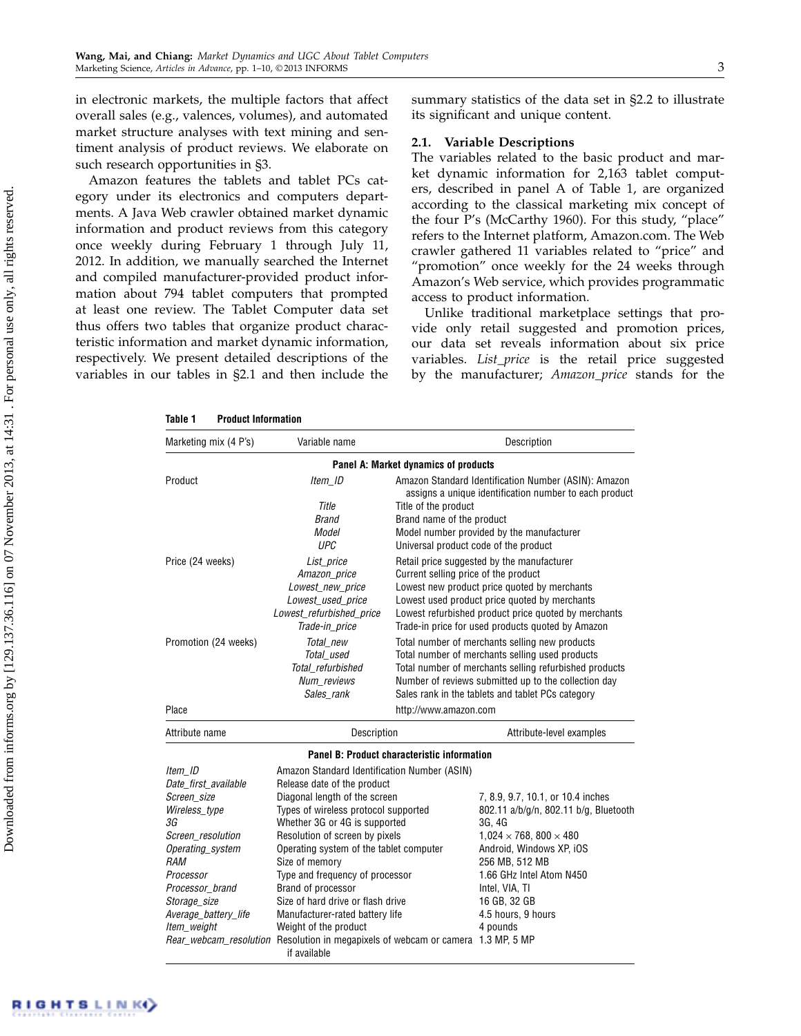in electronic markets, the multiple factors that affect overall sales (e.g., valences, volumes), and automated market structure analyses with text mining and sentiment analysis of product reviews. We elaborate on such research opportunities in §3.

Amazon features the tablets and tablet PCs category under its electronics and computers departments. A Java Web crawler obtained market dynamic information and product reviews from this category once weekly during February 1 through July 11, 2012. In addition, we manually searched the Internet and compiled manufacturer-provided product information about 794 tablet computers that prompted at least one review. The Tablet Computer data set thus offers two tables that organize product characteristic information and market dynamic information, respectively. We present detailed descriptions of the variables in our tables in §2.1 and then include the summary statistics of the data set in §2.2 to illustrate its significant and unique content.

### 2.1. Variable Descriptions

The variables related to the basic product and market dynamic information for 2,163 tablet computers, described in panel A of Table 1, are organized according to the classical marketing mix concept of the four P's (McCarthy 1960). For this study, "place" refers to the Internet platform, Amazon.com. The Web crawler gathered 11 variables related to "price" and "promotion" once weekly for the 24 weeks through Amazon's Web service, which provides programmatic access to product information.

Unlike traditional marketplace settings that provide only retail suggested and promotion prices, our data set reveals information about six price variables. *List_price* is the retail price suggested by the manufacturer; *Amazon_price* stands for the

**Table 1 Product Information**

| Marketing mix (4 P's) | Variable name | Description |
|---|---|---|
| **Panel A: Market dynamics of products** | | |
| Product | *Item_ID* | Amazon Standard Identification Number (ASIN): Amazon assigns a unique identification number to each product |
| | *Title* | Title of the product |
| | *Brand* | Brand name of the product |
| | *Model* | Model number provided by the manufacturer |
| | *UPC* | Universal product code of the product |
| Price (24 weeks) | *List_price* | Retail price suggested by the manufacturer |
| | *Amazon_price* | Current selling price of the product |
| | *Lowest_new_price* | Lowest new product price quoted by merchants |
| | *Lowest_used_price* | Lowest used product price quoted by merchants |
| | *Lowest_refurbished_price* | Lowest refurbished product price quoted by merchants |
| | *Trade-in_price* | Trade-in price for used products quoted by Amazon |
| Promotion (24 weeks) | *Total_new* | Total number of merchants selling new products |
| | *Total_used* | Total number of merchants selling used products |
| | *Total_refurbished* | Total number of merchants selling refurbished products |
| | *Num_reviews* | Number of reviews submitted up to the collection day |
| | *Sales_rank* | Sales rank in the tablets and tablet PCs category |
| Place | | http://www.amazon.com |

| Attribute name | Description | Attribute-level examples |
|---|---|---|
| **Panel B: Product characteristic information** | | |
| *Item_ID* | Amazon Standard Identification Number (ASIN) | |
| *Date_first_available* | Release date of the product | |
| *Screen_size* | Diagonal length of the screen | 7, 8.9, 9.7, 10.1, or 10.4 inches |
| *Wireless_type* | Types of wireless protocol supported | 802.11 a/b/g/n, 802.11 b/g, Bluetooth |
| *3G* | Whether 3G or 4G is supported | 3G, 4G |
| *Screen_resolution* | Resolution of screen by pixels | $1{,}024 \times 768$, $800 \times 480$ |
| *Operating_system* | Operating system of the tablet computer | Android, Windows XP, iOS |
| *RAM* | Size of memory | 256 MB, 512 MB |
| *Processor* | Type and frequency of processor | 1.66 GHz Intel Atom N450 |
| *Processor_brand* | Brand of processor | Intel, VIA, TI |
| *Storage_size* | Size of hard drive or flash drive | 16 GB, 32 GB |
| *Average_battery_life* | Manufacturer-rated battery life | 4.5 hours, 9 hours |
| *Item_weight* | Weight of the product | 4 pounds |
| *Rear_webcam_resolution* | Resolution in megapixels of webcam or camera if available | 1.3 MP, 5 MP |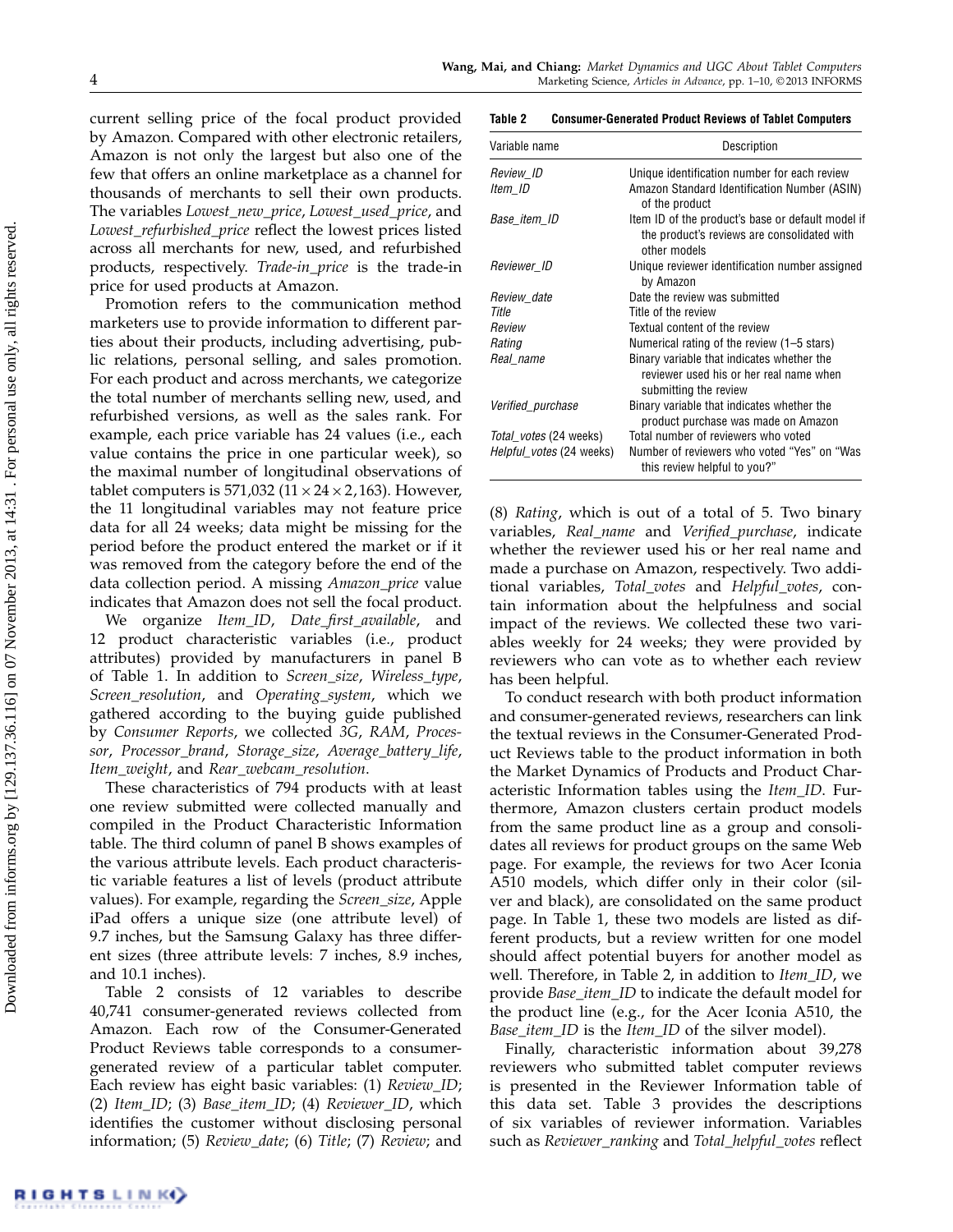current selling price of the focal product provided by Amazon. Compared with other electronic retailers, Amazon is not only the largest but also one of the few that offers an online marketplace as a channel for thousands of merchants to sell their own products. The variables *Lowest_new_price*, *Lowest_used_price*, and *Lowest_refurbished_price* reflect the lowest prices listed across all merchants for new, used, and refurbished products, respectively. *Trade-in_price* is the trade-in price for used products at Amazon.

Promotion refers to the communication method marketers use to provide information to different parties about their products, including advertising, public relations, personal selling, and sales promotion. For each product and across merchants, we categorize the total number of merchants selling new, used, and refurbished versions, as well as the sales rank. For example, each price variable has 24 values (i.e., each value contains the price in one particular week), so the maximal number of longitudinal observations of tablet computers is 571,032 ($11 \times 24 \times 2{,}163$). However, the 11 longitudinal variables may not feature price data for all 24 weeks; data might be missing for the period before the product entered the market or if it was removed from the category before the end of the data collection period. A missing *Amazon_price* value indicates that Amazon does not sell the focal product.

We organize *Item_ID*, *Date_first_available*, and 12 product characteristic variables (i.e., product attributes) provided by manufacturers in panel B of Table 1. In addition to *Screen_size*, *Wireless_type*, *Screen_resolution*, and *Operating_system*, which we gathered according to the buying guide published by *Consumer Reports*, we collected *3G*, *RAM*, *Processor*, *Processor_brand*, *Storage_size*, *Average_battery_life*, *Item_weight*, and *Rear_webcam_resolution*.

These characteristics of 794 products with at least one review submitted were collected manually and compiled in the Product Characteristic Information table. The third column of panel B shows examples of the various attribute levels. Each product characteristic variable features a list of levels (product attribute values). For example, regarding the *Screen_size*, Apple iPad offers a unique size (one attribute level) of 9.7 inches, but the Samsung Galaxy has three different sizes (three attribute levels: 7 inches, 8.9 inches, and 10.1 inches).

Table 2 consists of 12 variables to describe 40,741 consumer-generated reviews collected from Amazon. Each row of the Consumer-Generated Product Reviews table corresponds to a consumer-generated review of a particular tablet computer. Each review has eight basic variables: (1) *Review_ID*; (2) *Item_ID*; (3) *Base_item_ID*; (4) *Reviewer_ID*, which identifies the customer without disclosing personal information; (5) *Review_date*; (6) *Title*; (7) *Review*; and

**Table 2 Consumer-Generated Product Reviews of Tablet Computers**

| Variable name | Description |
|---|---|
| *Review_ID* | Unique identification number for each review |
| *Item_ID* | Amazon Standard Identification Number (ASIN) of the product |
| *Base_item_ID* | Item ID of the product's base or default model if the product's reviews are consolidated with other models |
| *Reviewer_ID* | Unique reviewer identification number assigned by Amazon |
| *Review_date* | Date the review was submitted |
| *Title* | Title of the review |
| *Review* | Textual content of the review |
| *Rating* | Numerical rating of the review (1–5 stars) |
| *Real_name* | Binary variable that indicates whether the reviewer used his or her real name when submitting the review |
| *Verified_purchase* | Binary variable that indicates whether the product purchase was made on Amazon |
| *Total_votes* (24 weeks) | Total number of reviewers who voted |
| *Helpful_votes* (24 weeks) | Number of reviewers who voted "Yes" on "Was this review helpful to you?" |

(8) *Rating*, which is out of a total of 5. Two binary variables, *Real_name* and *Verified_purchase*, indicate whether the reviewer used his or her real name and made a purchase on Amazon, respectively. Two additional variables, *Total_votes* and *Helpful_votes*, contain information about the helpfulness and social impact of the reviews. We collected these two variables weekly for 24 weeks; they were provided by reviewers who can vote as to whether each review has been helpful.

To conduct research with both product information and consumer-generated reviews, researchers can link the textual reviews in the Consumer-Generated Product Reviews table to the product information in both the Market Dynamics of Products and Product Characteristic Information tables using the *Item_ID*. Furthermore, Amazon clusters certain product models from the same product line as a group and consolidates all reviews for product groups on the same Web page. For example, the reviews for two Acer Iconia A510 models, which differ only in their color (silver and black), are consolidated on the same product page. In Table 1, these two models are listed as different products, but a review written for one model should affect potential buyers for another model as well. Therefore, in Table 2, in addition to *Item_ID*, we provide *Base_item_ID* to indicate the default model for the product line (e.g., for the Acer Iconia A510, the *Base_item_ID* is the *Item_ID* of the silver model).

Finally, characteristic information about 39,278 reviewers who submitted tablet computer reviews is presented in the Reviewer Information table of this data set. Table 3 provides the descriptions of six variables of reviewer information. Variables such as *Reviewer_ranking* and *Total_helpful_votes* reflect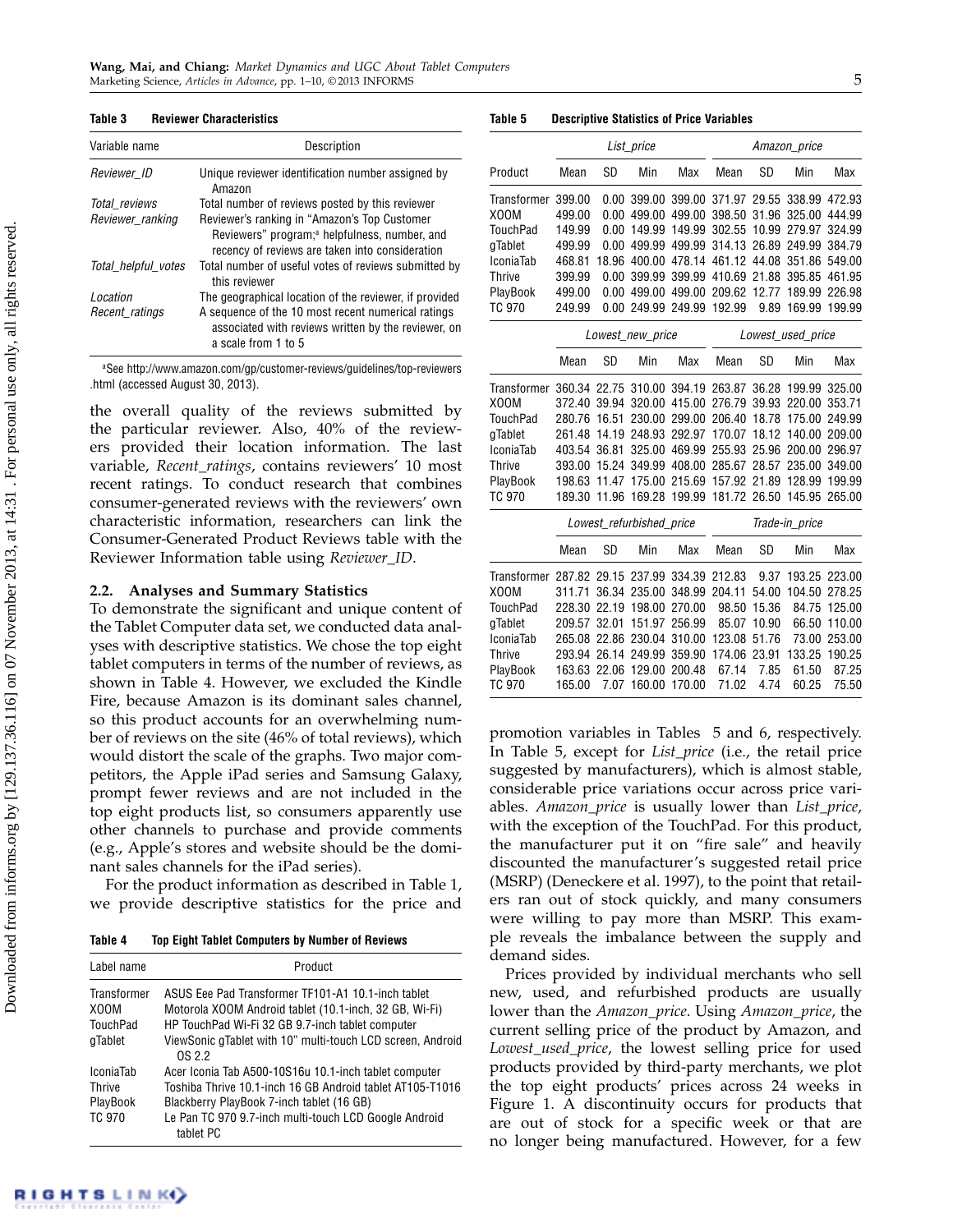**Table 3 Reviewer Characteristics**

| Variable name | Description |
|---|---|
| *Reviewer_ID* | Unique reviewer identification number assigned by Amazon |
| *Total_reviews* | Total number of reviews posted by this reviewer |
| *Reviewer_ranking* | Reviewer's ranking in "Amazon's Top Customer Reviewers" program;[a] helpfulness, number, and recency of reviews are taken into consideration |
| *Total_helpful_votes* | Total number of useful votes of reviews submitted by this reviewer |
| *Location* | The geographical location of the reviewer, if provided |
| *Recent_ratings* | A sequence of the 10 most recent numerical ratings associated with reviews written by the reviewer, on a scale from 1 to 5 |

[a]See http://www.amazon.com/gp/customer-reviews/guidelines/top-reviewers.html (accessed August 30, 2013).

the overall quality of the reviews submitted by the particular reviewer. Also, 40% of the reviewers provided their location information. The last variable, *Recent_ratings*, contains reviewers' 10 most recent ratings. To conduct research that combines consumer-generated reviews with the reviewers' own characteristic information, researchers can link the Consumer-Generated Product Reviews table with the Reviewer Information table using *Reviewer_ID*.

### 2.2. Analyses and Summary Statistics

To demonstrate the significant and unique content of the Tablet Computer data set, we conducted data analyses with descriptive statistics. We chose the top eight tablet computers in terms of the number of reviews, as shown in Table 4. However, we excluded the Kindle Fire, because Amazon is its dominant sales channel, so this product accounts for an overwhelming number of reviews on the site (46% of total reviews), which would distort the scale of the graphs. Two major competitors, the Apple iPad series and Samsung Galaxy, prompt fewer reviews and are not included in the top eight products list, so consumers apparently use other channels to purchase and provide comments (e.g., Apple's stores and website should be the dominant sales channels for the iPad series).

For the product information as described in Table 1, we provide descriptive statistics for the price and promotion variables in Tables 5 and 6, respectively. In Table 5, except for *List_price* (i.e., the retail price suggested by manufacturers), which is almost stable, considerable price variations occur across price variables. *Amazon_price* is usually lower than *List_price*, with the exception of the TouchPad. For this product, the manufacturer put it on "fire sale" and heavily discounted the manufacturer's suggested retail price (MSRP) (Deneckere et al. 1997), to the point that retailers ran out of stock quickly, and many consumers were willing to pay more than MSRP. This example reveals the imbalance between the supply and demand sides.

Prices provided by individual merchants who sell new, used, and refurbished products are usually lower than the *Amazon_price*. Using *Amazon_price*, the current selling price of the product by Amazon, and *Lowest_used_price*, the lowest selling price for used products provided by third-party merchants, we plot the top eight products' prices across 24 weeks in Figure 1. A discontinuity occurs for products that are out of stock for a specific week or that are no longer being manufactured. However, for a few

**Table 4 Top Eight Tablet Computers by Number of Reviews**

| Label name | Product |
|---|---|
| Transformer | ASUS Eee Pad Transformer TF101-A1 10.1-inch tablet |
| XOOM | Motorola XOOM Android tablet (10.1-inch, 32 GB, Wi-Fi) |
| TouchPad | HP TouchPad Wi-Fi 32 GB 9.7-inch tablet computer |
| gTablet | ViewSonic gTablet with 10" multi-touch LCD screen, Android OS 2.2 |
| IconiaTab | Acer Iconia Tab A500-10S16u 10.1-inch tablet computer |
| Thrive | Toshiba Thrive 10.1-inch 16 GB Android tablet AT105-T1016 |
| PlayBook | Blackberry PlayBook 7-inch tablet (16 GB) |
| TC 970 | Le Pan TC 970 9.7-inch multi-touch LCD Google Android tablet PC |

**Table 5 Descriptive Statistics of Price Variables**

| | *List_price* | | | | *Amazon_price* | | | |
|---|---|---|---|---|---|---|---|---|
| Product | Mean | SD | Min | Max | Mean | SD | Min | Max |
| Transformer | 399.00 | 0.00 | 399.00 | 399.00 | 371.97 | 29.55 | 338.99 | 472.93 |
| XOOM | 499.00 | 0.00 | 499.00 | 499.00 | 398.50 | 31.96 | 325.00 | 444.99 |
| TouchPad | 149.99 | 0.00 | 149.99 | 149.99 | 302.55 | 10.99 | 279.97 | 324.99 |
| gTablet | 499.99 | 0.00 | 499.99 | 499.99 | 314.13 | 26.89 | 249.99 | 384.79 |
| IconiaTab | 468.81 | 18.96 | 400.00 | 478.14 | 461.12 | 44.08 | 351.86 | 549.00 |
| Thrive | 399.99 | 0.00 | 399.99 | 399.99 | 410.69 | 21.88 | 395.85 | 461.95 |
| PlayBook | 499.00 | 0.00 | 499.00 | 499.00 | 209.62 | 12.77 | 189.99 | 226.98 |
| TC 970 | 249.99 | 0.00 | 249.99 | 249.99 | 192.99 | 9.89 | 169.99 | 199.99 |
| | *Lowest_new_price* | | | | *Lowest_used_price* | | | |
| | Mean | SD | Min | Max | Mean | SD | Min | Max |
| Transformer | 360.34 | 22.75 | 310.00 | 394.19 | 263.87 | 36.28 | 199.99 | 325.00 |
| XOOM | 372.40 | 39.94 | 320.00 | 415.00 | 276.79 | 39.93 | 220.00 | 353.71 |
| TouchPad | 280.76 | 16.51 | 230.00 | 299.00 | 206.40 | 18.78 | 175.00 | 249.99 |
| gTablet | 261.48 | 14.19 | 248.93 | 292.97 | 170.07 | 18.12 | 140.00 | 209.00 |
| IconiaTab | 403.54 | 36.81 | 325.00 | 469.99 | 255.93 | 25.96 | 200.00 | 296.97 |
| Thrive | 393.00 | 15.24 | 349.99 | 408.00 | 285.67 | 28.57 | 235.00 | 349.00 |
| PlayBook | 198.63 | 11.47 | 175.00 | 215.69 | 157.92 | 21.89 | 128.99 | 199.99 |
| TC 970 | 189.30 | 11.96 | 169.28 | 199.99 | 181.72 | 26.50 | 145.95 | 265.00 |
| | *Lowest_refurbished_price* | | | | *Trade-in_price* | | | |
| | Mean | SD | Min | Max | Mean | SD | Min | Max |
| Transformer | 287.82 | 29.15 | 237.99 | 334.39 | 212.83 | 9.37 | 193.25 | 223.00 |
| XOOM | 311.71 | 36.34 | 235.00 | 348.99 | 204.11 | 54.00 | 104.50 | 278.25 |
| TouchPad | 228.30 | 22.19 | 198.00 | 270.00 | 98.50 | 15.36 | 84.75 | 125.00 |
| gTablet | 209.57 | 32.01 | 151.97 | 256.99 | 85.07 | 10.90 | 66.50 | 110.00 |
| IconiaTab | 265.08 | 22.86 | 230.04 | 310.00 | 123.08 | 51.76 | 73.00 | 253.00 |
| Thrive | 293.94 | 26.14 | 249.99 | 359.90 | 174.06 | 23.91 | 133.25 | 190.25 |
| PlayBook | 163.63 | 22.06 | 129.00 | 200.48 | 67.14 | 7.85 | 61.50 | 87.25 |
| TC 970 | 165.00 | 7.07 | 160.00 | 170.00 | 71.02 | 4.74 | 60.25 | 75.50 |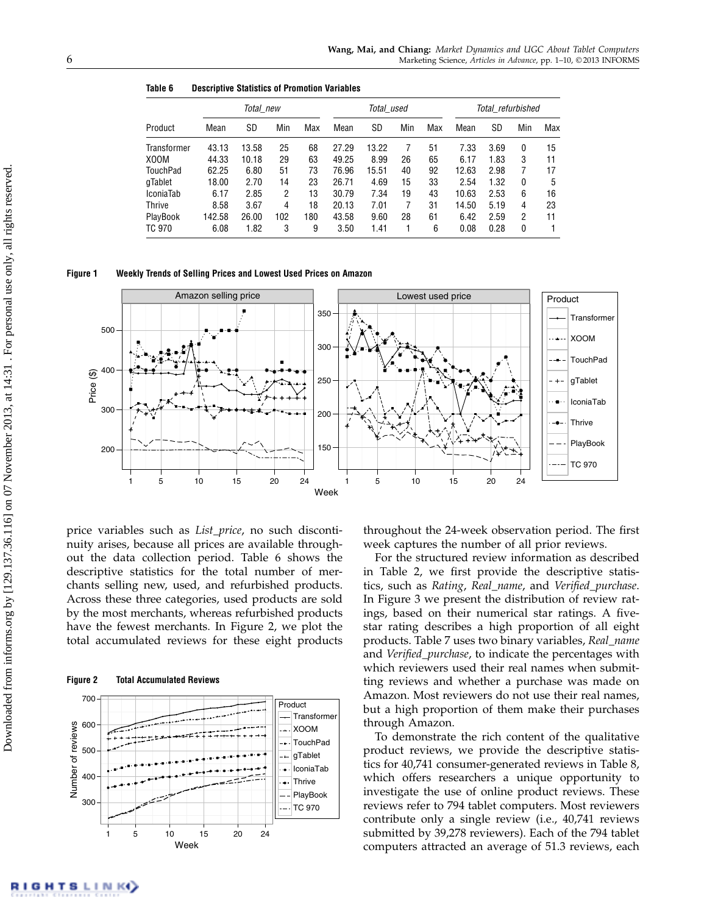**Table 6 Descriptive Statistics of Promotion Variables**

| Product | *Total_new* | | | | *Total_used* | | | | *Total_refurbished* | | | |
|---|---|---|---|---|---|---|---|---|---|---|---|---|
| | Mean | SD | Min | Max | Mean | SD | Min | Max | Mean | SD | Min | Max |
| Transformer | 43.13 | 13.58 | 25 | 68 | 27.29 | 13.22 | 7 | 51 | 7.33 | 3.69 | 0 | 15 |
| XOOM | 44.33 | 10.18 | 29 | 63 | 49.25 | 8.99 | 26 | 65 | 6.17 | 1.83 | 3 | 11 |
| TouchPad | 62.25 | 6.80 | 51 | 73 | 76.96 | 15.51 | 40 | 92 | 12.63 | 2.98 | 7 | 17 |
| gTablet | 18.00 | 2.70 | 14 | 23 | 26.71 | 4.69 | 15 | 33 | 2.54 | 1.32 | 0 | 5 |
| IconiaTab | 6.17 | 2.85 | 2 | 13 | 30.79 | 7.34 | 19 | 43 | 10.63 | 2.53 | 6 | 16 |
| Thrive | 8.58 | 3.67 | 4 | 18 | 20.13 | 7.01 | 7 | 31 | 14.50 | 5.19 | 4 | 23 |
| PlayBook | 142.58 | 26.00 | 102 | 180 | 43.58 | 9.60 | 28 | 61 | 6.42 | 2.59 | 2 | 11 |
| TC 970 | 6.08 | 1.82 | 3 | 9 | 3.50 | 1.41 | 1 | 6 | 0.08 | 0.28 | 0 | 1 |

**Figure 1 Weekly Trends of Selling Prices and Lowest Used Prices on Amazon**

price variables such as *List_price*, no such discontinuity arises, because all prices are available throughout the data collection period. Table 6 shows the descriptive statistics for the total number of merchants selling new, used, and refurbished products. Across these three categories, used products are sold by the most merchants, whereas refurbished products have the fewest merchants. In Figure 2, we plot the total accumulated reviews for these eight products throughout the 24-week observation period. The first week captures the number of all prior reviews.

**Figure 2 Total Accumulated Reviews**

For the structured review information as described in Table 2, we first provide the descriptive statistics, such as *Rating*, *Real_name*, and *Verified_purchase*. In Figure 3 we present the distribution of review ratings, based on their numerical star ratings. A five-star rating describes a high proportion of all eight products. Table 7 uses two binary variables, *Real_name* and *Verified_purchase*, to indicate the percentages with which reviewers used their real names when submitting reviews and whether a purchase was made on Amazon. Most reviewers do not use their real names, but a high proportion of them make their purchases through Amazon.

To demonstrate the rich content of the qualitative product reviews, we provide the descriptive statistics for 40,741 consumer-generated reviews in Table 8, which offers researchers a unique opportunity to investigate the use of online product reviews. These reviews refer to 794 tablet computers. Most reviewers contribute only a single review (i.e., 40,741 reviews submitted by 39,278 reviewers). Each of the 794 tablet computers attracted an average of 51.3 reviews, each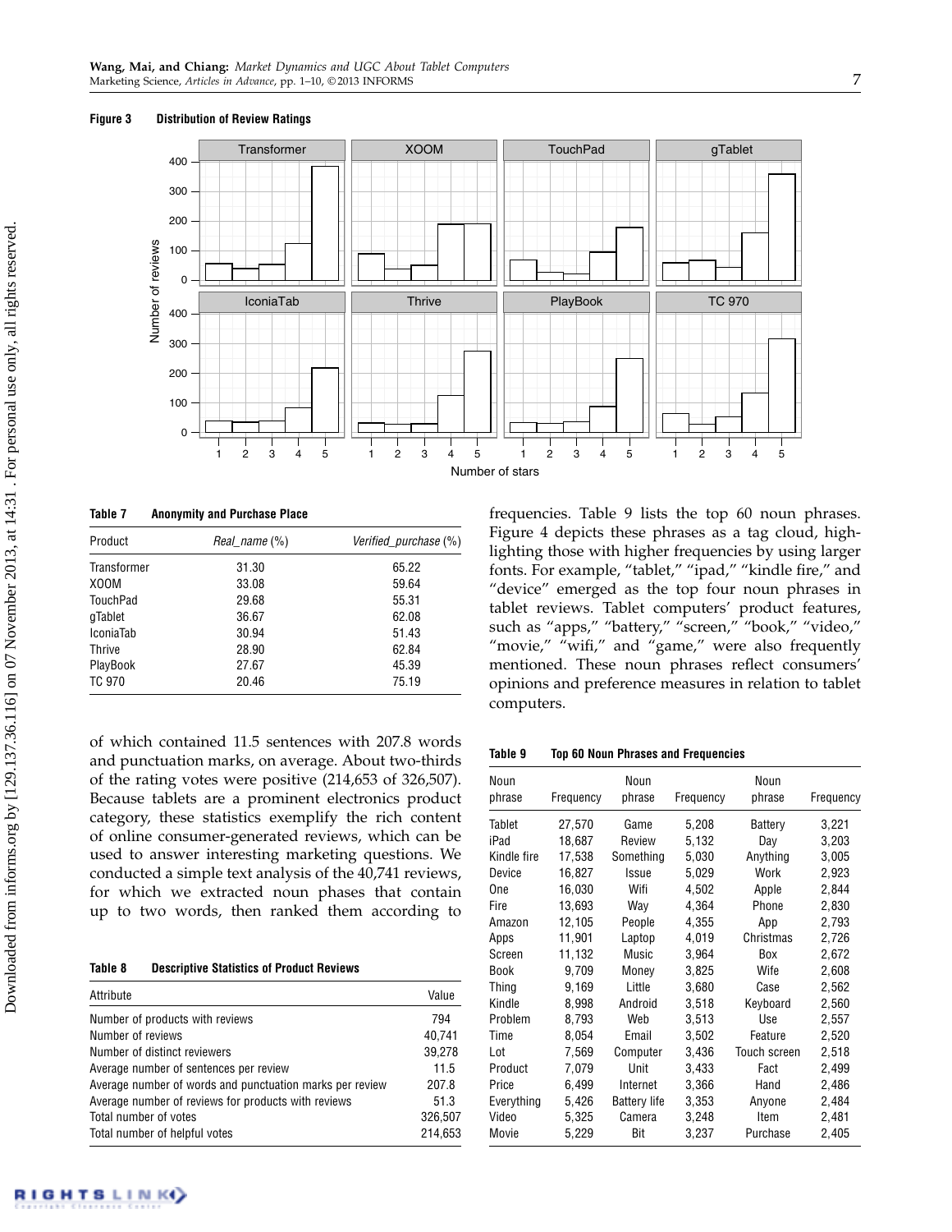**Figure 3 Distribution of Review Ratings**

**Table 7 Anonymity and Purchase Place**

| Product | *Real_name* (%) | *Verified_purchase* (%) |
|---|---|---|
| Transformer | 31.30 | 65.22 |
| XOOM | 33.08 | 59.64 |
| TouchPad | 29.68 | 55.31 |
| gTablet | 36.67 | 62.08 |
| IconiaTab | 30.94 | 51.43 |
| Thrive | 28.90 | 62.84 |
| PlayBook | 27.67 | 45.39 |
| TC 970 | 20.46 | 75.19 |

of which contained 11.5 sentences with 207.8 words and punctuation marks, on average. About two-thirds of the rating votes were positive (214,653 of 326,507). Because tablets are a prominent electronics product category, these statistics exemplify the rich content of online consumer-generated reviews, which can be used to answer interesting marketing questions. We conducted a simple text analysis of the 40,741 reviews, for which we extracted noun phases that contain up to two words, then ranked them according to frequencies. Table 9 lists the top 60 noun phrases. Figure 4 depicts these phrases as a tag cloud, highlighting those with higher frequencies by using larger fonts. For example, "tablet," "ipad," "kindle fire," and "device" emerged as the top four noun phrases in tablet reviews. Tablet computers' product features, such as "apps," "battery," "screen," "book," "video," "movie," "wifi," and "game," were also frequently mentioned. These noun phrases reflect consumers' opinions and preference measures in relation to tablet computers.

**Table 8 Descriptive Statistics of Product Reviews**

| Attribute | Value |
|---|---|
| Number of products with reviews | 794 |
| Number of reviews | 40,741 |
| Number of distinct reviewers | 39,278 |
| Average number of sentences per review | 11.5 |
| Average number of words and punctuation marks per review | 207.8 |
| Average number of reviews for products with reviews | 51.3 |
| Total number of votes | 326,507 |
| Total number of helpful votes | 214,653 |

**Table 9 Top 60 Noun Phrases and Frequencies**

| Noun phrase | Frequency | Noun phrase | Frequency | Noun phrase | Frequency |
|---|---|---|---|---|---|
| Tablet | 27,570 | Game | 5,208 | Battery | 3,221 |
| iPad | 18,687 | Review | 5,132 | Day | 3,203 |
| Kindle fire | 17,538 | Something | 5,030 | Anything | 3,005 |
| Device | 16,827 | Issue | 5,029 | Work | 2,923 |
| One | 16,030 | Wifi | 4,502 | Apple | 2,844 |
| Fire | 13,693 | Way | 4,364 | Phone | 2,830 |
| Amazon | 12,105 | People | 4,355 | App | 2,793 |
| Apps | 11,901 | Laptop | 4,019 | Christmas | 2,726 |
| Screen | 11,132 | Music | 3,964 | Box | 2,672 |
| Book | 9,709 | Money | 3,825 | Wife | 2,608 |
| Thing | 9,169 | Little | 3,680 | Case | 2,562 |
| Kindle | 8,998 | Android | 3,518 | Keyboard | 2,560 |
| Problem | 8,793 | Web | 3,513 | Use | 2,557 |
| Time | 8,054 | Email | 3,502 | Feature | 2,520 |
| Lot | 7,569 | Computer | 3,436 | Touch screen | 2,518 |
| Product | 7,079 | Unit | 3,433 | Fact | 2,499 |
| Price | 6,499 | Internet | 3,366 | Hand | 2,486 |
| Everything | 5,426 | Battery life | 3,353 | Anyone | 2,484 |
| Video | 5,325 | Camera | 3,248 | Item | 2,481 |
| Movie | 5,229 | Bit | 3,237 | Purchase | 2,405 |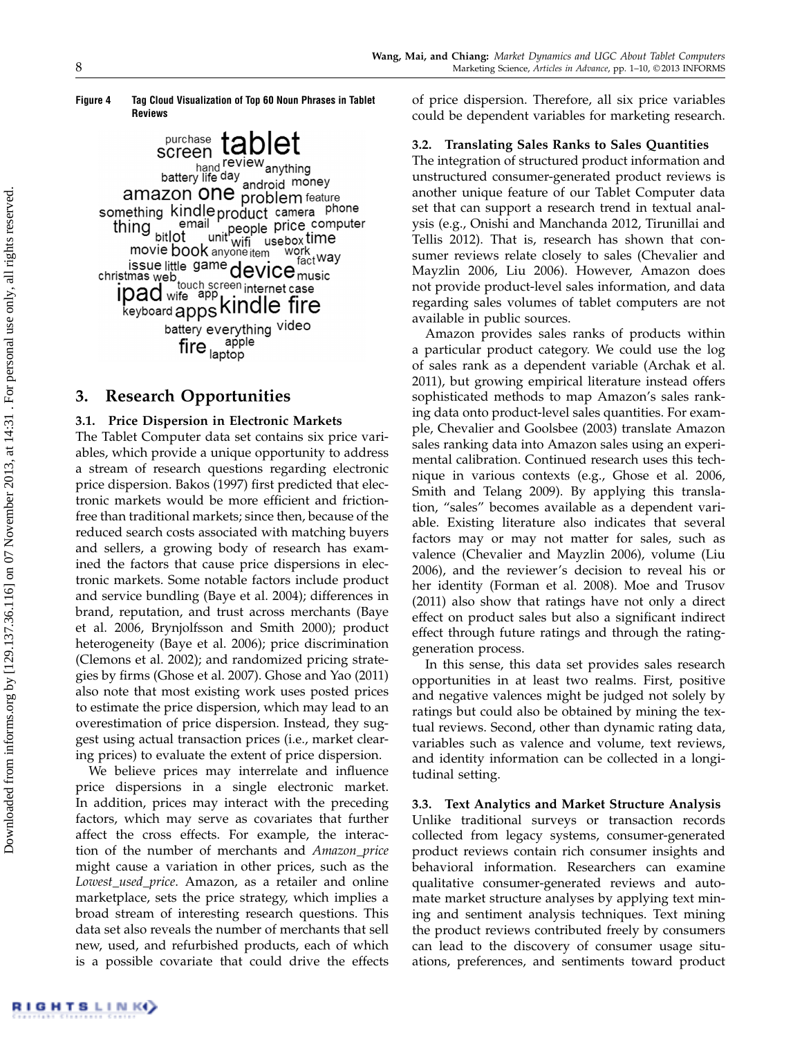**Figure 4** Tag Cloud Visualization of Top 60 Noun Phrases in Tablet Reviews

## 3. Research Opportunities

### 3.1. Price Dispersion in Electronic Markets

The Tablet Computer data set contains six price variables, which provide a unique opportunity to address a stream of research questions regarding electronic price dispersion. Bakos (1997) first predicted that electronic markets would be more efficient and friction-free than traditional markets; since then, because of the reduced search costs associated with matching buyers and sellers, a growing body of research has examined the factors that cause price dispersions in electronic markets. Some notable factors include product and service bundling (Baye et al. 2004); differences in brand, reputation, and trust across merchants (Baye et al. 2006, Brynjolfsson and Smith 2000); product heterogeneity (Baye et al. 2006); price discrimination (Clemons et al. 2002); and randomized pricing strategies by firms (Ghose et al. 2007). Ghose and Yao (2011) also note that most existing work uses posted prices to estimate the price dispersion, which may lead to an overestimation of price dispersion. Instead, they suggest using actual transaction prices (i.e., market clearing prices) to evaluate the extent of price dispersion.

We believe prices may interrelate and influence price dispersions in a single electronic market. In addition, prices may interact with the preceding factors, which may serve as covariates that further affect the cross effects. For example, the interaction of the number of merchants and *Amazon_price* might cause a variation in other prices, such as the *Lowest_used_price*. Amazon, as a retailer and online marketplace, sets the price strategy, which implies a broad stream of interesting research questions. This data set also reveals the number of merchants that sell new, used, and refurbished products, each of which is a possible covariate that could drive the effects of price dispersion. Therefore, all six price variables could be dependent variables for marketing research.

### 3.2. Translating Sales Ranks to Sales Quantities

The integration of structured product information and unstructured consumer-generated product reviews is another unique feature of our Tablet Computer data set that can support a research trend in textual analysis (e.g., Onishi and Manchanda 2012, Tirunillai and Tellis 2012). That is, research has shown that consumer reviews relate closely to sales (Chevalier and Mayzlin 2006, Liu 2006). However, Amazon does not provide product-level sales information, and data regarding sales volumes of tablet computers are not available in public sources.

Amazon provides sales ranks of products within a particular product category. We could use the log of sales rank as a dependent variable (Archak et al. 2011), but growing empirical literature instead offers sophisticated methods to map Amazon's sales ranking data onto product-level sales quantities. For example, Chevalier and Goolsbee (2003) translate Amazon sales ranking data into Amazon sales using an experimental calibration. Continued research uses this technique in various contexts (e.g., Ghose et al. 2006, Smith and Telang 2009). By applying this translation, "sales" becomes available as a dependent variable. Existing literature also indicates that several factors may or may not matter for sales, such as valence (Chevalier and Mayzlin 2006), volume (Liu 2006), and the reviewer's decision to reveal his or her identity (Forman et al. 2008). Moe and Trusov (2011) also show that ratings have not only a direct effect on product sales but also a significant indirect effect through future ratings and through the rating-generation process.

In this sense, this data set provides sales research opportunities in at least two realms. First, positive and negative valences might be judged not solely by ratings but could also be obtained by mining the textual reviews. Second, other than dynamic rating data, variables such as valence and volume, text reviews, and identity information can be collected in a longitudinal setting.

### 3.3. Text Analytics and Market Structure Analysis

Unlike traditional surveys or transaction records collected from legacy systems, consumer-generated product reviews contain rich consumer insights and behavioral information. Researchers can examine qualitative consumer-generated reviews and automate market structure analyses by applying text mining and sentiment analysis techniques. Text mining the product reviews contributed freely by consumers can lead to the discovery of consumer usage situations, preferences, and sentiments toward product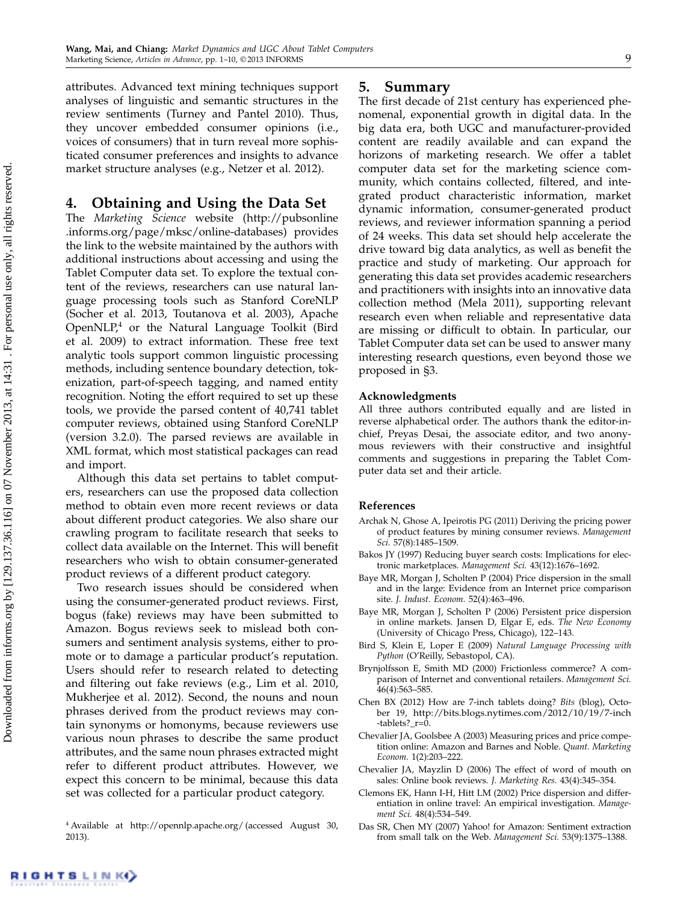attributes. Advanced text mining techniques support analyses of linguistic and semantic structures in the review sentiments (Turney and Pantel 2010). Thus, they uncover embedded consumer opinions (i.e., voices of consumers) that in turn reveal more sophisticated consumer preferences and insights to advance market structure analyses (e.g., Netzer et al. 2012).

## 4. Obtaining and Using the Data Set

The *Marketing Science* website (http://pubsonline.informs.org/page/mksc/online-databases) provides the link to the website maintained by the authors with additional instructions about accessing and using the Tablet Computer data set. To explore the textual content of the reviews, researchers can use natural language processing tools such as Stanford CoreNLP (Socher et al. 2013, Toutanova et al. 2003), Apache OpenNLP,[4] or the Natural Language Toolkit (Bird et al. 2009) to extract information. These free text analytic tools support common linguistic processing methods, including sentence boundary detection, tokenization, part-of-speech tagging, and named entity recognition. Noting the effort required to set up these tools, we provide the parsed content of 40,741 tablet computer reviews, obtained using Stanford CoreNLP (version 3.2.0). The parsed reviews are available in XML format, which most statistical packages can read and import.

Although this data set pertains to tablet computers, researchers can use the proposed data collection method to obtain even more recent reviews or data about different product categories. We also share our crawling program to facilitate research that seeks to collect data available on the Internet. This will benefit researchers who wish to obtain consumer-generated product reviews of a different product category.

Two research issues should be considered when using the consumer-generated product reviews. First, bogus (fake) reviews may have been submitted to Amazon. Bogus reviews seek to mislead both consumers and sentiment analysis systems, either to promote or to damage a particular product's reputation. Users should refer to research related to detecting and filtering out fake reviews (e.g., Lim et al. 2010, Mukherjee et al. 2012). Second, the nouns and noun phrases derived from the product reviews may contain synonyms or homonyms, because reviewers use various noun phrases to describe the same product attributes, and the same noun phrases extracted might refer to different product attributes. However, we expect this concern to be minimal, because this data set was collected for a particular product category.

[4] Available at http://opennlp.apache.org/ (accessed August 30, 2013).

## 5. Summary

The first decade of 21st century has experienced phenomenal, exponential growth in digital data. In the big data era, both UGC and manufacturer-provided content are readily available and can expand the horizons of marketing research. We offer a tablet computer data set for the marketing science community, which contains collected, filtered, and integrated product characteristic information, market dynamic information, consumer-generated product reviews, and reviewer information spanning a period of 24 weeks. This data set should help accelerate the drive toward big data analytics, as well as benefit the practice and study of marketing. Our approach for generating this data set provides academic researchers and practitioners with insights into an innovative data collection method (Mela 2011), supporting relevant research even when reliable and representative data are missing or difficult to obtain. In particular, our Tablet Computer data set can be used to answer many interesting research questions, even beyond those we proposed in §3.

### Acknowledgments

All three authors contributed equally and are listed in reverse alphabetical order. The authors thank the editor-in-chief, Preyas Desai, the associate editor, and two anonymous reviewers with their constructive and insightful comments and suggestions in preparing the Tablet Computer data set and their article.

### References

Archak N, Ghose A, Ipeirotis PG (2011) Deriving the pricing power of product features by mining consumer reviews. *Management Sci.* 57(8):1485–1509.

Bakos JY (1997) Reducing buyer search costs: Implications for electronic marketplaces. *Management Sci.* 43(12):1676–1692.

Baye MR, Morgan J, Scholten P (2004) Price dispersion in the small and in the large: Evidence from an Internet price comparison site. *J. Indust. Econom.* 52(4):463–496.

Baye MR, Morgan J, Scholten P (2006) Persistent price dispersion in online markets. Jansen D, Elgar E, eds. *The New Economy* (University of Chicago Press, Chicago), 122–143.

Bird S, Klein E, Loper E (2009) *Natural Language Processing with Python* (O'Reilly, Sebastopol, CA).

Brynjolfsson E, Smith MD (2000) Frictionless commerce? A comparison of Internet and conventional retailers. *Management Sci.* 46(4):563–585.

Chen BX (2012) How are 7-inch tablets doing? *Bits* (blog), October 19, http://bits.blogs.nytimes.com/2012/10/19/7-inch-tablets?_r=0.

Chevalier JA, Goolsbee A (2003) Measuring prices and price competition online: Amazon and Barnes and Noble. *Quant. Marketing Econom.* 1(2):203–222.

Chevalier JA, Mayzlin D (2006) The effect of word of mouth on sales: Online book reviews. *J. Marketing Res.* 43(4):345–354.

Clemons EK, Hann I-H, Hitt LM (2002) Price dispersion and differentiation in online travel: An empirical investigation. *Management Sci.* 48(4):534–549.

Das SR, Chen MY (2007) Yahoo! for Amazon: Sentiment extraction from small talk on the Web. *Management Sci.* 53(9):1375–1388.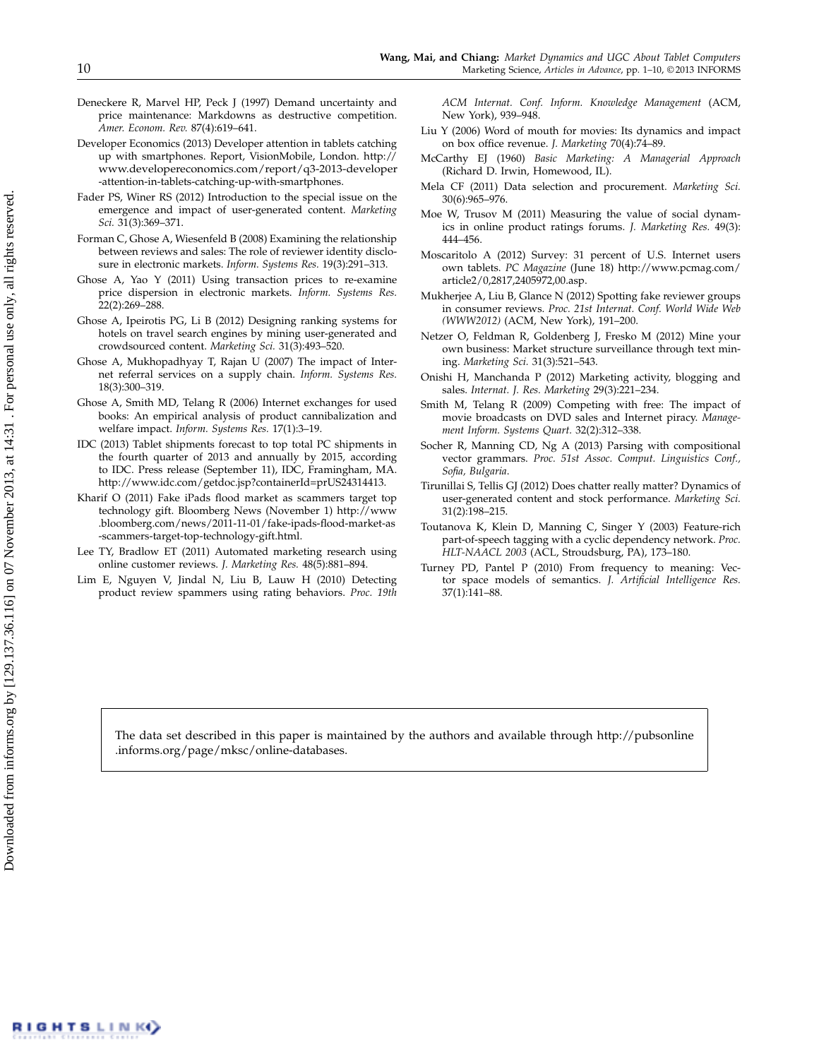Deneckere R, Marvel HP, Peck J (1997) Demand uncertainty and price maintenance: Markdowns as destructive competition. *Amer. Econom. Rev.* 87(4):619–641.

Developer Economics (2013) Developer attention in tablets catching up with smartphones. Report, VisionMobile, London. http://www.developereconomics.com/report/q3-2013-developer-attention-in-tablets-catching-up-with-smartphones.

Fader PS, Winer RS (2012) Introduction to the special issue on the emergence and impact of user-generated content. *Marketing Sci.* 31(3):369–371.

Forman C, Ghose A, Wiesenfeld B (2008) Examining the relationship between reviews and sales: The role of reviewer identity disclosure in electronic markets. *Inform. Systems Res.* 19(3):291–313.

Ghose A, Yao Y (2011) Using transaction prices to re-examine price dispersion in electronic markets. *Inform. Systems Res.* 22(2):269–288.

Ghose A, Ipeirotis PG, Li B (2012) Designing ranking systems for hotels on travel search engines by mining user-generated and crowdsourced content. *Marketing Sci.* 31(3):493–520.

Ghose A, Mukhopadhyay T, Rajan U (2007) The impact of Internet referral services on a supply chain. *Inform. Systems Res.* 18(3):300–319.

Ghose A, Smith MD, Telang R (2006) Internet exchanges for used books: An empirical analysis of product cannibalization and welfare impact. *Inform. Systems Res.* 17(1):3–19.

IDC (2013) Tablet shipments forecast to top total PC shipments in the fourth quarter of 2013 and annually by 2015, according to IDC. Press release (September 11), IDC, Framingham, MA. http://www.idc.com/getdoc.jsp?containerId=prUS24314413.

Kharif O (2011) Fake iPads flood market as scammers target top technology gift. Bloomberg News (November 1) http://www.bloomberg.com/news/2011-11-01/fake-ipads-flood-market-as-scammers-target-top-technology-gift.html.

Lee TY, Bradlow ET (2011) Automated marketing research using online customer reviews. *J. Marketing Res.* 48(5):881–894.

Lim E, Nguyen V, Jindal N, Liu B, Lauw H (2010) Detecting product review spammers using rating behaviors. *Proc. 19th ACM Internat. Conf. Inform. Knowledge Management* (ACM, New York), 939–948.

Liu Y (2006) Word of mouth for movies: Its dynamics and impact on box office revenue. *J. Marketing* 70(4):74–89.

McCarthy EJ (1960) *Basic Marketing: A Managerial Approach* (Richard D. Irwin, Homewood, IL).

Mela CF (2011) Data selection and procurement. *Marketing Sci.* 30(6):965–976.

Moe W, Trusov M (2011) Measuring the value of social dynamics in online product ratings forums. *J. Marketing Res.* 49(3):444–456.

Moscaritolo A (2012) Survey: 31 percent of U.S. Internet users own tablets. *PC Magazine* (June 18) http://www.pcmag.com/article2/0,2817,2405972,00.asp.

Mukherjee A, Liu B, Glance N (2012) Spotting fake reviewer groups in consumer reviews. *Proc. 21st Internat. Conf. World Wide Web (WWW2012)* (ACM, New York), 191–200.

Netzer O, Feldman R, Goldenberg J, Fresko M (2012) Mine your own business: Market structure surveillance through text mining. *Marketing Sci.* 31(3):521–543.

Onishi H, Manchanda P (2012) Marketing activity, blogging and sales. *Internat. J. Res. Marketing* 29(3):221–234.

Smith M, Telang R (2009) Competing with free: The impact of movie broadcasts on DVD sales and Internet piracy. *Management Inform. Systems Quart.* 32(2):312–338.

Socher R, Manning CD, Ng A (2013) Parsing with compositional vector grammars. *Proc. 51st Assoc. Comput. Linguistics Conf., Sofia, Bulgaria.*

Tirunillai S, Tellis GJ (2012) Does chatter really matter? Dynamics of user-generated content and stock performance. *Marketing Sci.* 31(2):198–215.

Toutanova K, Klein D, Manning C, Singer Y (2003) Feature-rich part-of-speech tagging with a cyclic dependency network. *Proc. HLT-NAACL 2003* (ACL, Stroudsburg, PA), 173–180.

Turney PD, Pantel P (2010) From frequency to meaning: Vector space models of semantics. *J. Artificial Intelligence Res.* 37(1):141–88.

The data set described in this paper is maintained by the authors and available through http://pubsonline.informs.org/page/mksc/online-databases.